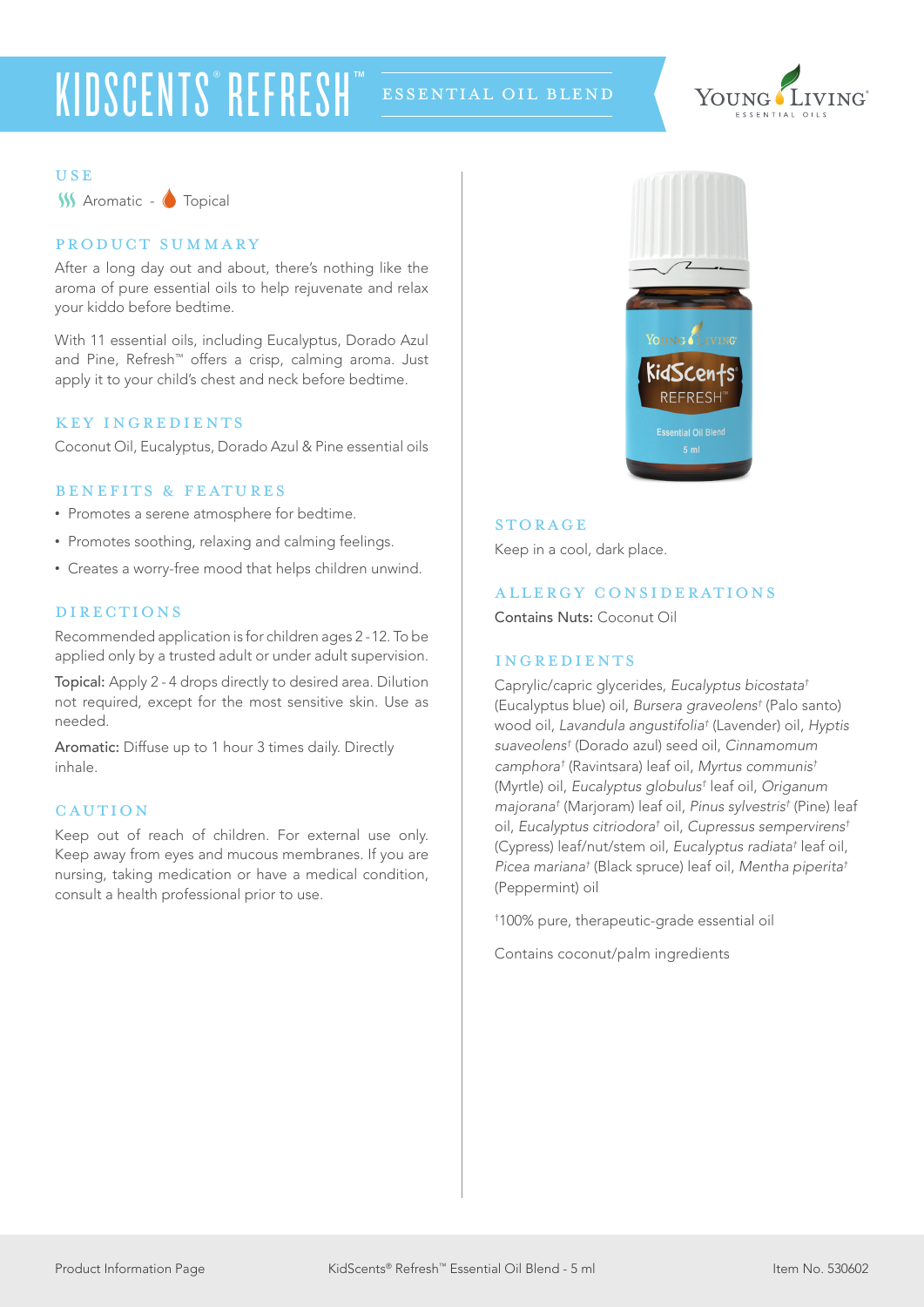# KIDSCENTS® REFRESH™ ESSENTIAL OIL BLEND

## USE

Aromatic - Topical

## PRODUCT SUMMARY

After a long day out and about, there's nothing like the aroma of pure essential oils to help rejuvenate and relax your kiddo before bedtime.

With 11 essential oils, including Eucalyptus, Dorado Azul and Pine, Refresh™ offers a crisp, calming aroma. Just apply it to your child's chest and neck before bedtime.

## KEY INGREDIENTS

Coconut Oil, Eucalyptus, Dorado Azul & Pine essential oils

## BENEFITS & FEATURES

- Promotes a serene atmosphere for bedtime.
- Promotes soothing, relaxing and calming feelings.
- Creates a worry-free mood that helps children unwind.

## DIRECTIONS

Recommended application is for children ages 2 - 12. To be applied only by a trusted adult or under adult supervision.

**Topical:** Apply 2 - 4 drops directly to desired area. Dilution not required, except for the most sensitive skin. Use as needed.

**Aromatic:** Diffuse up to 1 hour 3 times daily. Directly inhale.

## CAUTION

Keep out of reach of children. For external use only. Keep away from eyes and mucous membranes. If you are nursing, taking medication or have a medical condition, consult a health professional prior to use.

## STORAGE

Keep in a cool, dark place.

## ALLERGY CONSIDERATIONS

**Contains Nuts:** Coconut Oil

## INGREDIENTS

Caprylic/capric glycerides, *Eucalyptus bicostata*† (Eucalyptus blue) oil, *Bursera graveolens*† (Palo santo) wood oil, *Lavandula angustifolia*† (Lavender) oil, *Hyptis suaveolens*† (Dorado azul) seed oil, *Cinnamomum camphora*† (Ravintsara) leaf oil, *Myrtus communis*† (Myrtle) oil, *Eucalyptus globulus*† leaf oil, *Origanum majorana*† (Marjoram) leaf oil, *Pinus sylvestris*† (Pine) leaf oil, *Eucalyptus citriodora*† oil, *Cupressus sempervirens*† (Cypress) leaf/nut/stem oil, *Eucalyptus radiata*† leaf oil, *Picea mariana*† (Black spruce) leaf oil, *Mentha piperita*† (Peppermint) oil

†100% pure, therapeutic-grade essential oil

Contains coconut/palm ingredients

Product Information Page | KidScents® Refresh™ Essential Oil Blend - 5 ml | Item No. 530602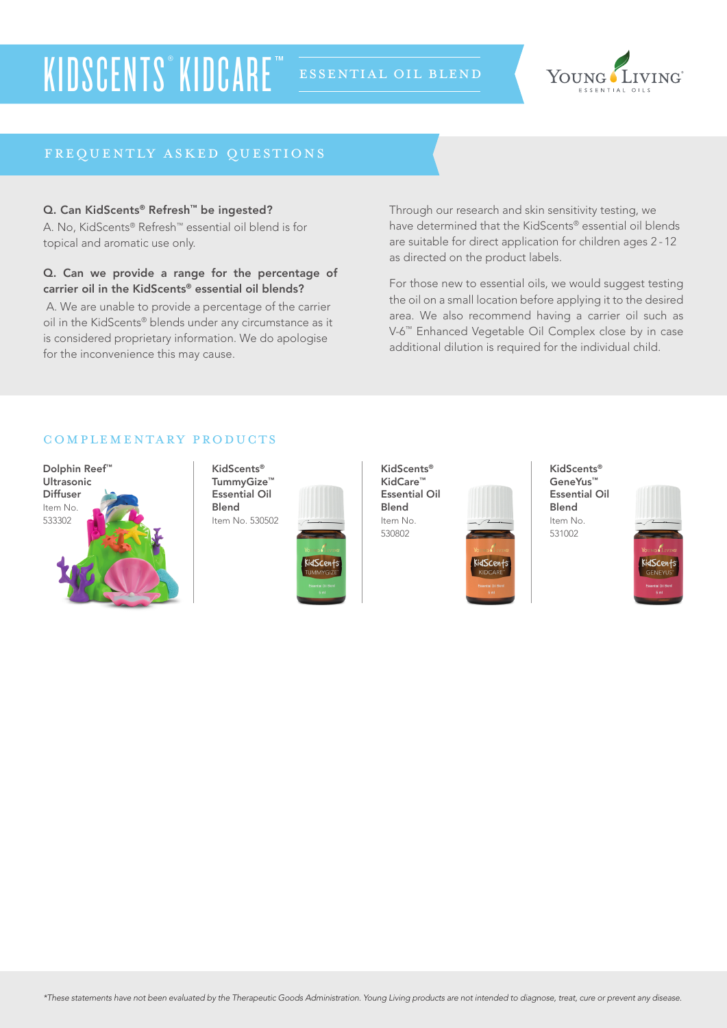# KIDSCENTS® KIDCARE™ ESSENTIAL OIL BLEND

## FREQUENTLY ASKED QUESTIONS

**Q. Can KidScents® Refresh™ be ingested?**
A. No, KidScents® Refresh™ essential oil blend is for topical and aromatic use only.

**Q. Can we provide a range for the percentage of carrier oil in the KidScents® essential oil blends?**
A. We are unable to provide a percentage of the carrier oil in the KidScents® blends under any circumstance as it is considered proprietary information. We do apologise for the inconvenience this may cause.

Through our research and skin sensitivity testing, we have determined that the KidScents® essential oil blends are suitable for direct application for children ages 2 - 12 as directed on the product labels.

For those new to essential oils, we would suggest testing the oil on a small location before applying it to the desired area. We also recommend having a carrier oil such as V-6™ Enhanced Vegetable Oil Complex close by in case additional dilution is required for the individual child.

## COMPLEMENTARY PRODUCTS

**Dolphin Reef™ Ultrasonic Diffuser**
Item No. 533302

**KidScents® TummyGize™ Essential Oil Blend**
Item No. 530502

**KidScents® KidCare™ Essential Oil Blend**
Item No. 530802

**KidScents® GeneYus™ Essential Oil Blend**
Item No. 531002

*\*These statements have not been evaluated by the Therapeutic Goods Administration. Young Living products are not intended to diagnose, treat, cure or prevent any disease.*